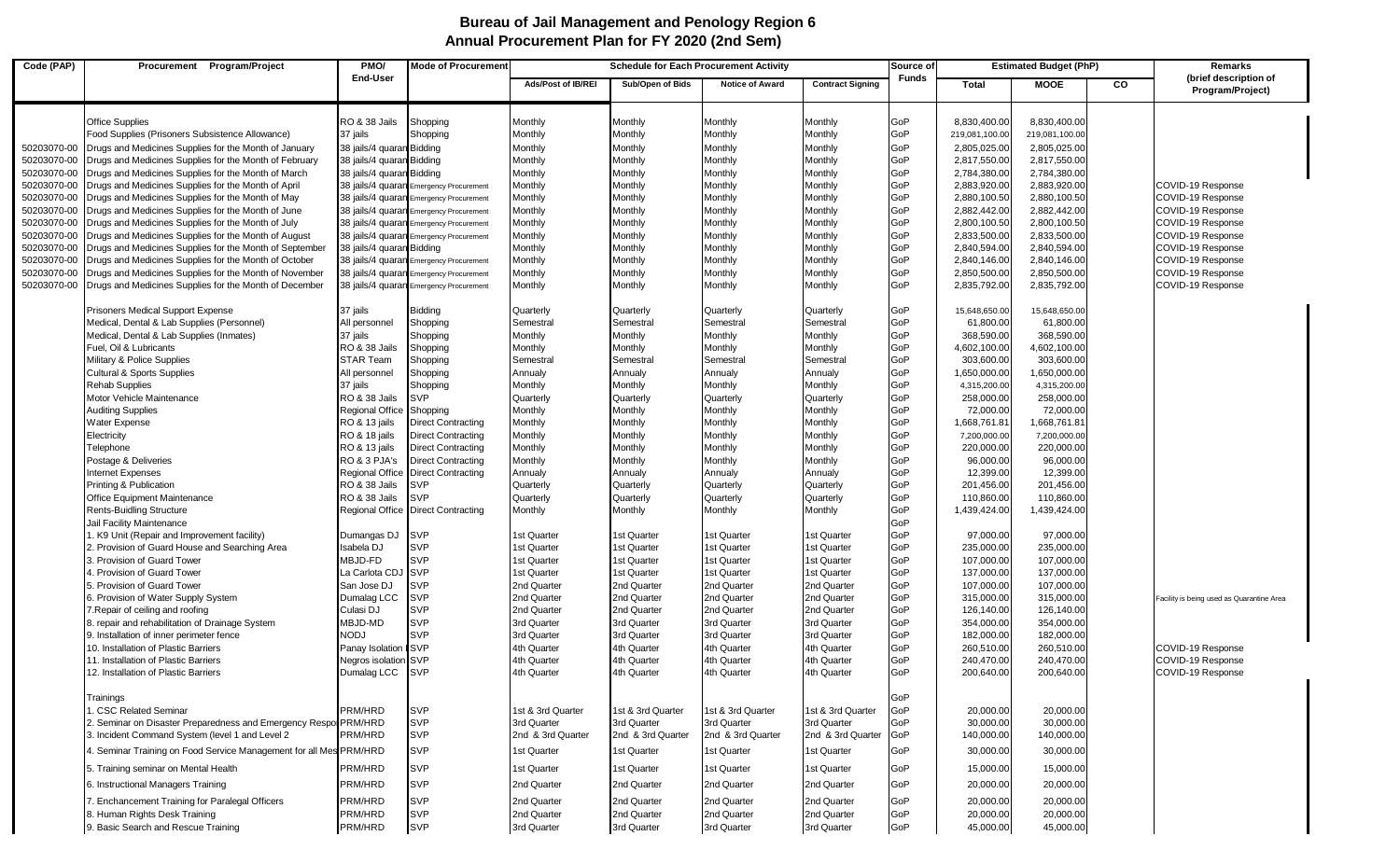# Bureau of Jail Management and Penology Region 6
## Annual Procurement Plan for FY 2020 (2nd Sem)

| Code (PAP) | Procurement Program/Project | PMO/ End-User | Mode of Procurement | Schedule for Each Procurement Activity | | | | Source of Funds | Estimated Budget (PhP) | | | Remarks (brief description of Program/Project) |
|---|---|---|---|---|---|---|---|---|---|---|---|---|
| | | | | Ads/Post of IB/REI | Sub/Open of Bids | Notice of Award | Contract Signing | | Total | MOOE | CO | |
| | Office Supplies | RO & 38 Jails | Shopping | Monthly | Monthly | Monthly | Monthly | GoP | 8,830,400.00 | 8,830,400.00 | | |
| | Food Supplies (Prisoners Subsistence Allowance) | 37 jails | Shopping | Monthly | Monthly | Monthly | Monthly | GoP | 219,081,100.00 | 219,081,100.00 | | |
| 50203070-00 | Drugs and Medicines Supplies for the Month of January | 38 jails/4 quaran | Bidding | Monthly | Monthly | Monthly | Monthly | GoP | 2,805,025.00 | 2,805,025.00 | | |
| 50203070-00 | Drugs and Medicines Supplies for the Month of February | 38 jails/4 quaran | Bidding | Monthly | Monthly | Monthly | Monthly | GoP | 2,817,550.00 | 2,817,550.00 | | |
| 50203070-00 | Drugs and Medicines Supplies for the Month of March | 38 jails/4 quaran | Bidding | Monthly | Monthly | Monthly | Monthly | GoP | 2,784,380.00 | 2,784,380.00 | | |
| 50203070-00 | Drugs and Medicines Supplies for the Month of April | 38 jails/4 quaran | Emergency Procurement | Monthly | Monthly | Monthly | Monthly | GoP | 2,883,920.00 | 2,883,920.00 | | COVID-19 Response |
| 50203070-00 | Drugs and Medicines Supplies for the Month of May | 38 jails/4 quaran | Emergency Procurement | Monthly | Monthly | Monthly | Monthly | GoP | 2,880,100.50 | 2,880,100.50 | | COVID-19 Response |
| 50203070-00 | Drugs and Medicines Supplies for the Month of June | 38 jails/4 quaran | Emergency Procurement | Monthly | Monthly | Monthly | Monthly | GoP | 2,882,442.00 | 2,882,442.00 | | COVID-19 Response |
| 50203070-00 | Drugs and Medicines Supplies for the Month of July | 38 jails/4 quaran | Emergency Procurement | Monthly | Monthly | Monthly | Monthly | GoP | 2,800,100.50 | 2,800,100.50 | | COVID-19 Response |
| 50203070-00 | Drugs and Medicines Supplies for the Month of August | 38 jails/4 quaran | Emergency Procurement | Monthly | Monthly | Monthly | Monthly | GoP | 2,833,500.00 | 2,833,500.00 | | COVID-19 Response |
| 50203070-00 | Drugs and Medicines Supplies for the Month of September | 38 jails/4 quaran | Bidding | Monthly | Monthly | Monthly | Monthly | GoP | 2,840,594.00 | 2,840,594.00 | | COVID-19 Response |
| 50203070-00 | Drugs and Medicines Supplies for the Month of October | 38 jails/4 quaran | Emergency Procurement | Monthly | Monthly | Monthly | Monthly | GoP | 2,840,146.00 | 2,840,146.00 | | COVID-19 Response |
| 50203070-00 | Drugs and Medicines Supplies for the Month of November | 38 jails/4 quaran | Emergency Procurement | Monthly | Monthly | Monthly | Monthly | GoP | 2,850,500.00 | 2,850,500.00 | | COVID-19 Response |
| 50203070-00 | Drugs and Medicines Supplies for the Month of December | 38 jails/4 quaran | Emergency Procurement | Monthly | Monthly | Monthly | Monthly | GoP | 2,835,792.00 | 2,835,792.00 | | COVID-19 Response |
| | Prisoners Medical Support Expense | 37 jails | Bidding | Quarterly | Quarterly | Quarterly | Quarterly | GoP | 15,648,650.00 | 15,648,650.00 | | |
| | Medical, Dental & Lab Supplies (Personnel) | All personnel | Shopping | Semestral | Semestral | Semestral | Semestral | GoP | 61,800.00 | 61,800.00 | | |
| | Medical, Dental & Lab Supplies (Inmates) | 37 jails | Shopping | Monthly | Monthly | Monthly | Monthly | GoP | 368,590.00 | 368,590.00 | | |
| | Fuel, Oil & Lubricants | RO & 38 Jails | Shopping | Monthly | Monthly | Monthly | Monthly | GoP | 4,602,100.00 | 4,602,100.00 | | |
| | Military & Police Supplies | STAR Team | Shopping | Semestral | Semestral | Semestral | Semestral | GoP | 303,600.00 | 303,600.00 | | |
| | Cultural & Sports Supplies | All personnel | Shopping | Annualy | Annualy | Annualy | Annualy | GoP | 1,650,000.00 | 1,650,000.00 | | |
| | Rehab Supplies | 37 jails | Shopping | Monthly | Monthly | Monthly | Monthly | GoP | 4,315,200.00 | 4,315,200.00 | | |
| | Motor Vehicle Maintenance | RO & 38 Jails | SVP | Quarterly | Quarterly | Quarterly | Quarterly | GoP | 258,000.00 | 258,000.00 | | |
| | Auditing Supplies | Regional Office | Shopping | Monthly | Monthly | Monthly | Monthly | GoP | 72,000.00 | 72,000.00 | | |
| | Water Expense | RO & 13 jails | Direct Contracting | Monthly | Monthly | Monthly | Monthly | GoP | 1,668,761.81 | 1,668,761.81 | | |
| | Electricity | RO & 18 jails | Direct Contracting | Monthly | Monthly | Monthly | Monthly | GoP | 7,200,000.00 | 7,200,000.00 | | |
| | Telephone | RO & 13 jails | Direct Contracting | Monthly | Monthly | Monthly | Monthly | GoP | 220,000.00 | 220,000.00 | | |
| | Postage & Deliveries | RO & 3 PJA's | Direct Contracting | Monthly | Monthly | Monthly | Monthly | GoP | 96,000.00 | 96,000.00 | | |
| | Internet Expenses | Regional Office | Direct Contracting | Annualy | Annualy | Annualy | Annualy | GoP | 12,399.00 | 12,399.00 | | |
| | Printing & Publication | RO & 38 Jails | SVP | Quarterly | Quarterly | Quarterly | Quarterly | GoP | 201,456.00 | 201,456.00 | | |
| | Office Equipment Maintenance | RO & 38 Jails | SVP | Quarterly | Quarterly | Quarterly | Quarterly | GoP | 110,860.00 | 110,860.00 | | |
| | Rents-Buidling Structure | Regional Office | Direct Contracting | Monthly | Monthly | Monthly | Monthly | GoP | 1,439,424.00 | 1,439,424.00 | | |
| | Jail Facility Maintenance | | | | | | | GoP | | | | |
| | 1. K9 Unit (Repair and Improvement facility) | Dumangas DJ | SVP | 1st Quarter | 1st Quarter | 1st Quarter | 1st Quarter | GoP | 97,000.00 | 97,000.00 | | |
| | 2. Provision of Guard House and Searching Area | Isabela DJ | SVP | 1st Quarter | 1st Quarter | 1st Quarter | 1st Quarter | GoP | 235,000.00 | 235,000.00 | | |
| | 3. Provision of Guard Tower | MBJD-FD | SVP | 1st Quarter | 1st Quarter | 1st Quarter | 1st Quarter | GoP | 107,000.00 | 107,000.00 | | |
| | 4. Provision of Guard Tower | La Carlota CDJ | SVP | 1st Quarter | 1st Quarter | 1st Quarter | 1st Quarter | GoP | 137,000.00 | 137,000.00 | | |
| | 5. Provision of Guard Tower | San Jose DJ | SVP | 2nd Quarter | 2nd Quarter | 2nd Quarter | 2nd Quarter | GoP | 107,000.00 | 107,000.00 | | |
| | 6. Provision of Water Supply System | Dumalag LCC | SVP | 2nd Quarter | 2nd Quarter | 2nd Quarter | 2nd Quarter | GoP | 315,000.00 | 315,000.00 | | Facility is being used as Quarantine Area |
| | 7.Repair of ceiling and roofing | Culasi DJ | SVP | 2nd Quarter | 2nd Quarter | 2nd Quarter | 2nd Quarter | GoP | 126,140.00 | 126,140.00 | | |
| | 8. repair and rehabilitation of Drainage System | MBJD-MD | SVP | 3rd Quarter | 3rd Quarter | 3rd Quarter | 3rd Quarter | GoP | 354,000.00 | 354,000.00 | | |
| | 9. Installation of inner perimeter fence | NODJ | SVP | 3rd Quarter | 3rd Quarter | 3rd Quarter | 3rd Quarter | GoP | 182,000.00 | 182,000.00 | | |
| | 10. Installation of Plastic Barriers | Panay Isolation | SVP | 4th Quarter | 4th Quarter | 4th Quarter | 4th Quarter | GoP | 260,510.00 | 260,510.00 | | COVID-19 Response |
| | 11. Installation of Plastic Barriers | Negros isolation | SVP | 4th Quarter | 4th Quarter | 4th Quarter | 4th Quarter | GoP | 240,470.00 | 240,470.00 | | COVID-19 Response |
| | 12. Installation of Plastic Barriers | Dumalag LCC | SVP | 4th Quarter | 4th Quarter | 4th Quarter | 4th Quarter | GoP | 200,640.00 | 200,640.00 | | COVID-19 Response |
| | Trainings | | | | | | | GoP | | | | |
| | 1. CSC Related Seminar | PRM/HRD | SVP | 1st & 3rd Quarter | 1st & 3rd Quarter | 1st & 3rd Quarter | 1st & 3rd Quarter | GoP | 20,000.00 | 20,000.00 | | |
| | 2. Seminar on Disaster Preparedness and Emergency Respo | PRM/HRD | SVP | 3rd Quarter | 3rd Quarter | 3rd Quarter | 3rd Quarter | GoP | 30,000.00 | 30,000.00 | | |
| | 3. Incident Command System (level 1 and Level 2 | PRM/HRD | SVP | 2nd & 3rd Quarter | 2nd & 3rd Quarter | 2nd & 3rd Quarter | 2nd & 3rd Quarter | GoP | 140,000.00 | 140,000.00 | | |
| | 4. Seminar Training on Food Service Management for all Mes | PRM/HRD | SVP | 1st Quarter | 1st Quarter | 1st Quarter | 1st Quarter | GoP | 30,000.00 | 30,000.00 | | |
| | 5. Training seminar on Mental Health | PRM/HRD | SVP | 1st Quarter | 1st Quarter | 1st Quarter | 1st Quarter | GoP | 15,000.00 | 15,000.00 | | |
| | 6. Instructional Managers Training | PRM/HRD | SVP | 2nd Quarter | 2nd Quarter | 2nd Quarter | 2nd Quarter | GoP | 20,000.00 | 20,000.00 | | |
| | 7. Enchancement Training for Paralegal Officers | PRM/HRD | SVP | 2nd Quarter | 2nd Quarter | 2nd Quarter | 2nd Quarter | GoP | 20,000.00 | 20,000.00 | | |
| | 8. Human Rights Desk Training | PRM/HRD | SVP | 2nd Quarter | 2nd Quarter | 2nd Quarter | 2nd Quarter | GoP | 20,000.00 | 20,000.00 | | |
| | 9. Basic Search and Rescue Training | PRM/HRD | SVP | 3rd Quarter | 3rd Quarter | 3rd Quarter | 3rd Quarter | GoP | 45,000.00 | 45,000.00 | | |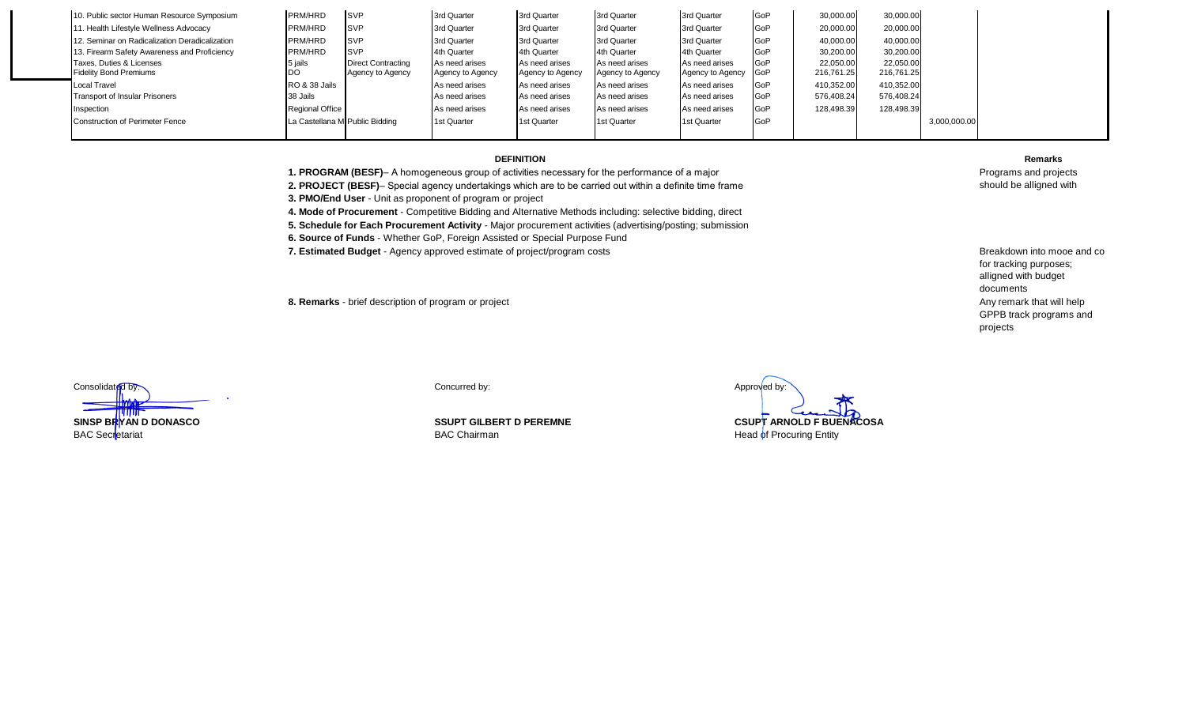| | | | | | | | | | | | |
|---|---|---|---|---|---|---|---|---|---|---|---|
| 10. Public sector Human Resource Symposium | PRM/HRD | SVP | 3rd Quarter | 3rd Quarter | 3rd Quarter | 3rd Quarter | GoP | 30,000.00 | 30,000.00 | | |
| 11. Health Lifestyle Wellness Advocacy | PRM/HRD | SVP | 3rd Quarter | 3rd Quarter | 3rd Quarter | 3rd Quarter | GoP | 20,000.00 | 20,000.00 | | |
| 12. Seminar on Radicalization Deradicalization | PRM/HRD | SVP | 3rd Quarter | 3rd Quarter | 3rd Quarter | 3rd Quarter | GoP | 40,000.00 | 40,000.00 | | |
| 13. Firearm Safety Awareness and Proficiency | PRM/HRD | SVP | 4th Quarter | 4th Quarter | 4th Quarter | 4th Quarter | GoP | 30,200.00 | 30,200.00 | | |
| Taxes, Duties & Licenses | 5 jails | Direct Contracting | As need arises | As need arises | As need arises | As need arises | GoP | 22,050.00 | 22,050.00 | | |
| Fidelity Bond Premiums | DO | Agency to Agency | Agency to Agency | Agency to Agency | Agency to Agency | Agency to Agency | GoP | 216,761.25 | 216,761.25 | | |
| Local Travel | RO & 38 Jails | | As need arises | As need arises | As need arises | As need arises | GoP | 410,352.00 | 410,352.00 | | |
| Transport of Insular Prisoners | 38 Jails | | As need arises | As need arises | As need arises | As need arises | GoP | 576,408.24 | 576,408.24 | | |
| Inspection | Regional Office | | As need arises | As need arises | As need arises | As need arises | GoP | 128,498.39 | 128,498.39 | | |
| Construction of Perimeter Fence | La Castellana M | Public Bidding | 1st Quarter | 1st Quarter | 1st Quarter | 1st Quarter | GoP | | | 3,000,000.00 | |

**DEFINITION**

**1. PROGRAM (BESF)**– A homogeneous group of activities necessary for the performance of a major

**2. PROJECT (BESF)**– Special agency undertakings which are to be carried out within a definite time frame

**3. PMO/End User** - Unit as proponent of program or project

**4. Mode of Procurement** - Competitive Bidding and Alternative Methods including: selective bidding, direct

**5. Schedule for Each Procurement Activity** - Major procurement activities (advertising/posting; submission

**6. Source of Funds** - Whether GoP, Foreign Assisted or Special Purpose Fund

**7. Estimated Budget** - Agency approved estimate of project/program costs

**8. Remarks** - brief description of program or project

**Remarks**

Programs and projects should be alligned with

Breakdown into mooe and co for tracking purposes; alligned with budget documents

Any remark that will help GPPB track programs and projects

Consolidated by:

**SINSP BRYAN D DONASCO**
BAC Secretariat

Concurred by:

**SSUPT GILBERT D PEREMNE**
BAC Chairman

Approved by:

**CSUPT ARNOLD F BUENACOSA**
Head of Procuring Entity